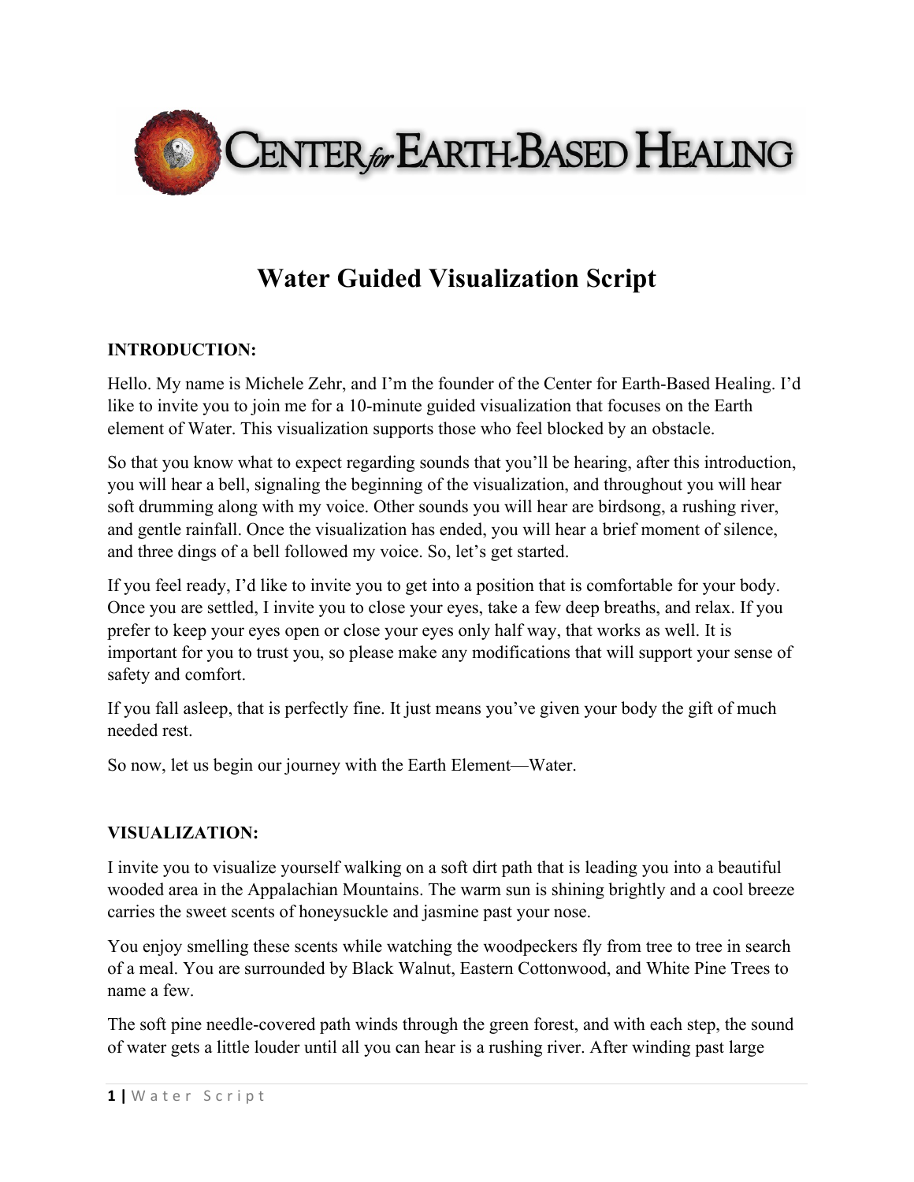CENTER *for* EARTH-BASED HEALING

# Water Guided Visualization Script

**INTRODUCTION:**

Hello. My name is Michele Zehr, and I'm the founder of the Center for Earth-Based Healing. I'd like to invite you to join me for a 10-minute guided visualization that focuses on the Earth element of Water. This visualization supports those who feel blocked by an obstacle.

So that you know what to expect regarding sounds that you'll be hearing, after this introduction, you will hear a bell, signaling the beginning of the visualization, and throughout you will hear soft drumming along with my voice. Other sounds you will hear are birdsong, a rushing river, and gentle rainfall. Once the visualization has ended, you will hear a brief moment of silence, and three dings of a bell followed my voice. So, let's get started.

If you feel ready, I'd like to invite you to get into a position that is comfortable for your body. Once you are settled, I invite you to close your eyes, take a few deep breaths, and relax. If you prefer to keep your eyes open or close your eyes only half way, that works as well. It is important for you to trust you, so please make any modifications that will support your sense of safety and comfort.

If you fall asleep, that is perfectly fine. It just means you've given your body the gift of much needed rest.

So now, let us begin our journey with the Earth Element—Water.

**VISUALIZATION:**

I invite you to visualize yourself walking on a soft dirt path that is leading you into a beautiful wooded area in the Appalachian Mountains. The warm sun is shining brightly and a cool breeze carries the sweet scents of honeysuckle and jasmine past your nose.

You enjoy smelling these scents while watching the woodpeckers fly from tree to tree in search of a meal. You are surrounded by Black Walnut, Eastern Cottonwood, and White Pine Trees to name a few.

The soft pine needle-covered path winds through the green forest, and with each step, the sound of water gets a little louder until all you can hear is a rushing river. After winding past large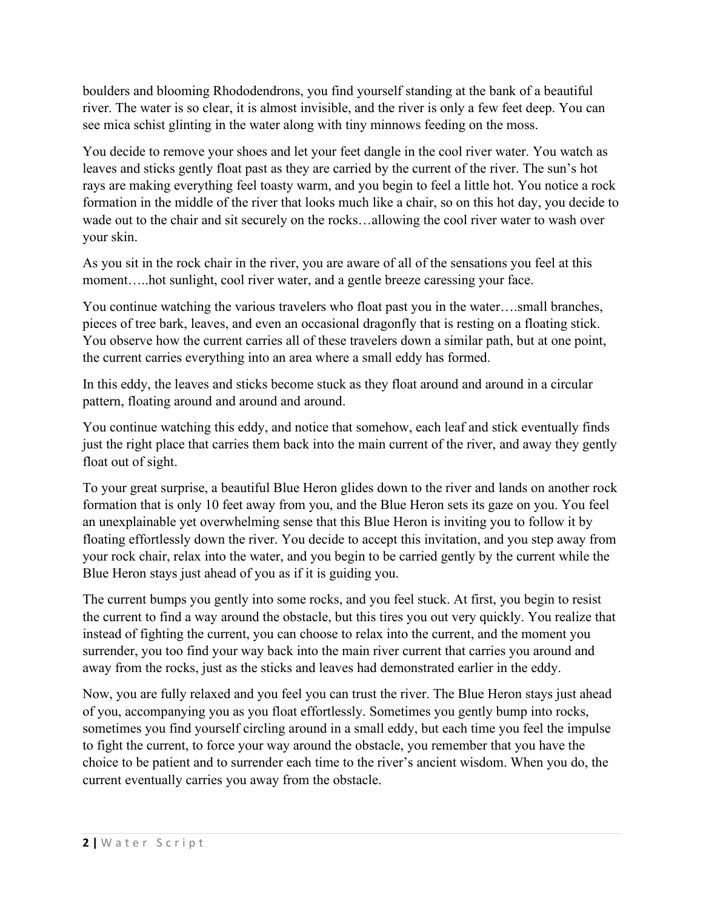boulders and blooming Rhododendrons, you find yourself standing at the bank of a beautiful river. The water is so clear, it is almost invisible, and the river is only a few feet deep. You can see mica schist glinting in the water along with tiny minnows feeding on the moss.

You decide to remove your shoes and let your feet dangle in the cool river water. You watch as leaves and sticks gently float past as they are carried by the current of the river. The sun's hot rays are making everything feel toasty warm, and you begin to feel a little hot. You notice a rock formation in the middle of the river that looks much like a chair, so on this hot day, you decide to wade out to the chair and sit securely on the rocks…allowing the cool river water to wash over your skin.

As you sit in the rock chair in the river, you are aware of all of the sensations you feel at this moment…..hot sunlight, cool river water, and a gentle breeze caressing your face.

You continue watching the various travelers who float past you in the water….small branches, pieces of tree bark, leaves, and even an occasional dragonfly that is resting on a floating stick. You observe how the current carries all of these travelers down a similar path, but at one point, the current carries everything into an area where a small eddy has formed.

In this eddy, the leaves and sticks become stuck as they float around and around in a circular pattern, floating around and around and around.

You continue watching this eddy, and notice that somehow, each leaf and stick eventually finds just the right place that carries them back into the main current of the river, and away they gently float out of sight.

To your great surprise, a beautiful Blue Heron glides down to the river and lands on another rock formation that is only 10 feet away from you, and the Blue Heron sets its gaze on you. You feel an unexplainable yet overwhelming sense that this Blue Heron is inviting you to follow it by floating effortlessly down the river. You decide to accept this invitation, and you step away from your rock chair, relax into the water, and you begin to be carried gently by the current while the Blue Heron stays just ahead of you as if it is guiding you.

The current bumps you gently into some rocks, and you feel stuck. At first, you begin to resist the current to find a way around the obstacle, but this tires you out very quickly. You realize that instead of fighting the current, you can choose to relax into the current, and the moment you surrender, you too find your way back into the main river current that carries you around and away from the rocks, just as the sticks and leaves had demonstrated earlier in the eddy.

Now, you are fully relaxed and you feel you can trust the river. The Blue Heron stays just ahead of you, accompanying you as you float effortlessly. Sometimes you gently bump into rocks, sometimes you find yourself circling around in a small eddy, but each time you feel the impulse to fight the current, to force your way around the obstacle, you remember that you have the choice to be patient and to surrender each time to the river's ancient wisdom. When you do, the current eventually carries you away from the obstacle.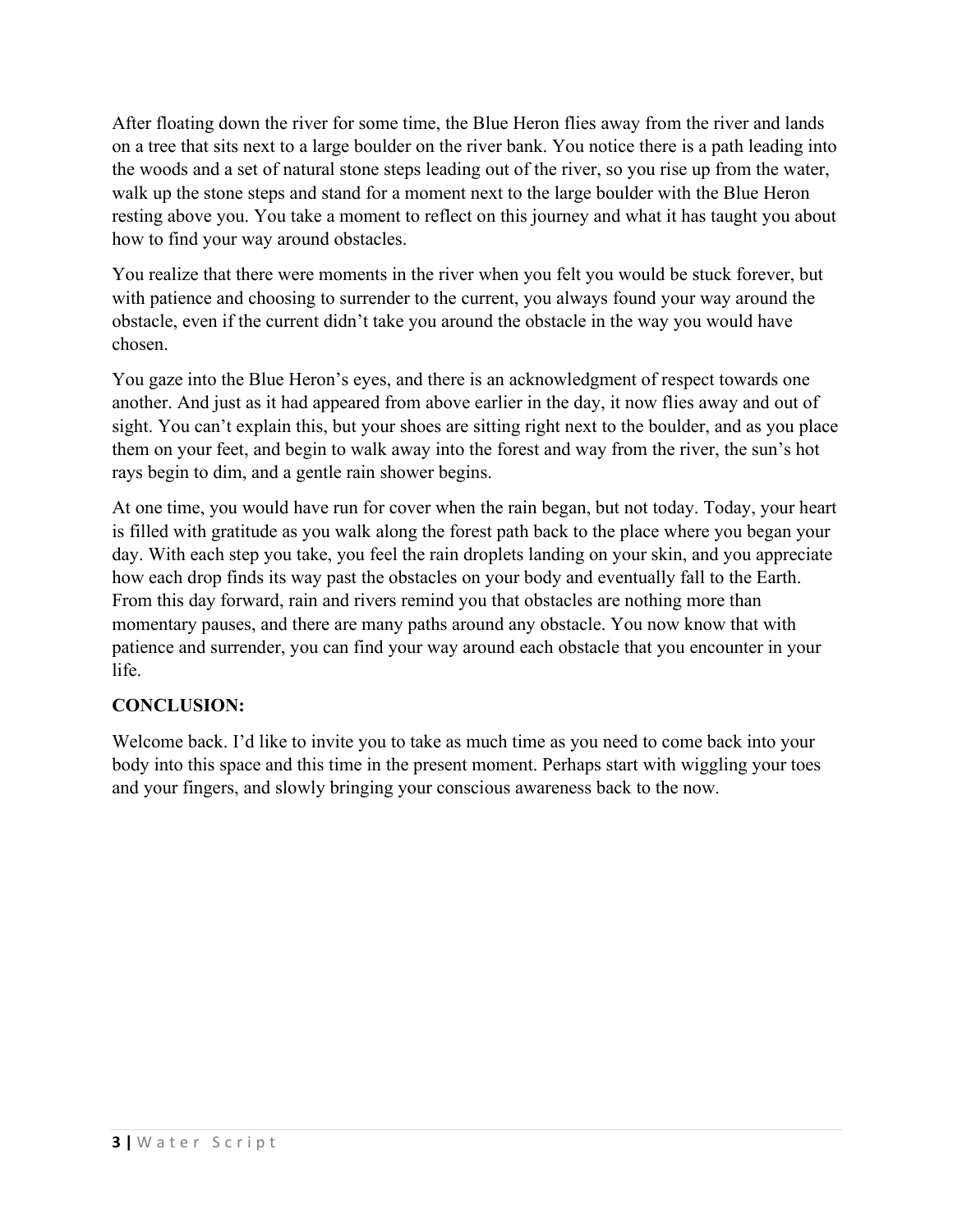After floating down the river for some time, the Blue Heron flies away from the river and lands on a tree that sits next to a large boulder on the river bank. You notice there is a path leading into the woods and a set of natural stone steps leading out of the river, so you rise up from the water, walk up the stone steps and stand for a moment next to the large boulder with the Blue Heron resting above you. You take a moment to reflect on this journey and what it has taught you about how to find your way around obstacles.

You realize that there were moments in the river when you felt you would be stuck forever, but with patience and choosing to surrender to the current, you always found your way around the obstacle, even if the current didn't take you around the obstacle in the way you would have chosen.

You gaze into the Blue Heron's eyes, and there is an acknowledgment of respect towards one another. And just as it had appeared from above earlier in the day, it now flies away and out of sight. You can't explain this, but your shoes are sitting right next to the boulder, and as you place them on your feet, and begin to walk away into the forest and way from the river, the sun's hot rays begin to dim, and a gentle rain shower begins.

At one time, you would have run for cover when the rain began, but not today. Today, your heart is filled with gratitude as you walk along the forest path back to the place where you began your day. With each step you take, you feel the rain droplets landing on your skin, and you appreciate how each drop finds its way past the obstacles on your body and eventually fall to the Earth. From this day forward, rain and rivers remind you that obstacles are nothing more than momentary pauses, and there are many paths around any obstacle. You now know that with patience and surrender, you can find your way around each obstacle that you encounter in your life.

**CONCLUSION:**

Welcome back. I'd like to invite you to take as much time as you need to come back into your body into this space and this time in the present moment. Perhaps start with wiggling your toes and your fingers, and slowly bringing your conscious awareness back to the now.